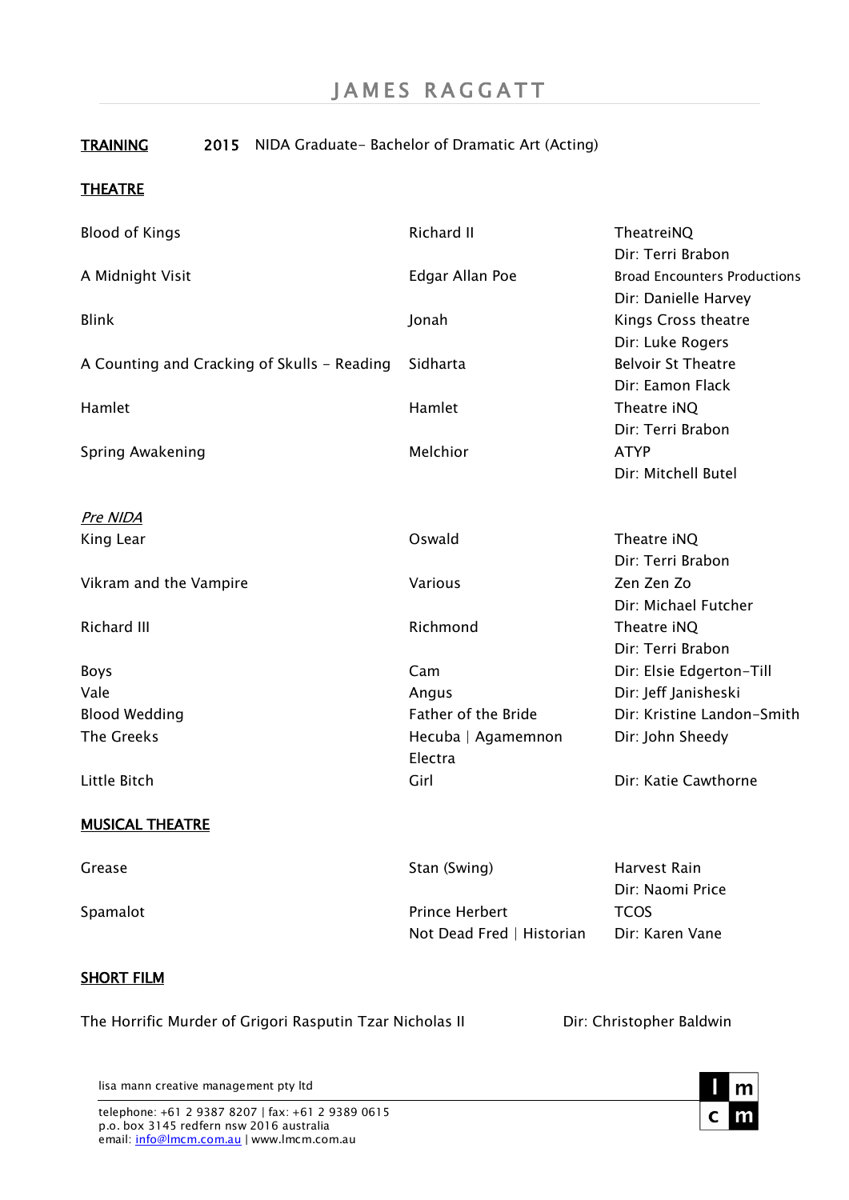# JAMES RAGGATT

**TRAINING** **2015** NIDA Graduate- Bachelor of Dramatic Art (Acting)

## THEATRE

| | | |
|---|---|---|
| Blood of Kings | Richard II | TheatreiNQ<br>Dir: Terri Brabon |
| A Midnight Visit | Edgar Allan Poe | Broad Encounters Productions<br>Dir: Danielle Harvey |
| Blink | Jonah | Kings Cross theatre<br>Dir: Luke Rogers |
| A Counting and Cracking of Skulls - Reading | Sidharta | Belvoir St Theatre<br>Dir: Eamon Flack |
| Hamlet | Hamlet | Theatre iNQ<br>Dir: Terri Brabon |
| Spring Awakening | Melchior | ATYP<br>Dir: Mitchell Butel |

*Pre NIDA*

| | | |
|---|---|---|
| King Lear | Oswald | Theatre iNQ<br>Dir: Terri Brabon |
| Vikram and the Vampire | Various | Zen Zen Zo<br>Dir: Michael Futcher |
| Richard III | Richmond | Theatre iNQ<br>Dir: Terri Brabon |
| Boys | Cam | Dir: Elsie Edgerton-Till |
| Vale | Angus | Dir: Jeff Janisheski |
| Blood Wedding | Father of the Bride | Dir: Kristine Landon-Smith |
| The Greeks | Hecuba \| Agamemnon<br>Electra | Dir: John Sheedy |
| Little Bitch | Girl | Dir: Katie Cawthorne |

## MUSICAL THEATRE

| | | |
|---|---|---|
| Grease | Stan (Swing) | Harvest Rain<br>Dir: Naomi Price |
| Spamalot | Prince Herbert<br>Not Dead Fred \| Historian | TCOS<br>Dir: Karen Vane |

## SHORT FILM

The Horrific Murder of Grigori Rasputin Tzar Nicholas II — Dir: Christopher Baldwin

lisa mann creative management pty ltd

telephone: +61 2 9387 8207 | fax: +61 2 9389 0615
p.o. box 3145 redfern nsw 2016 australia
email: info@lmcm.com.au | www.lmcm.com.au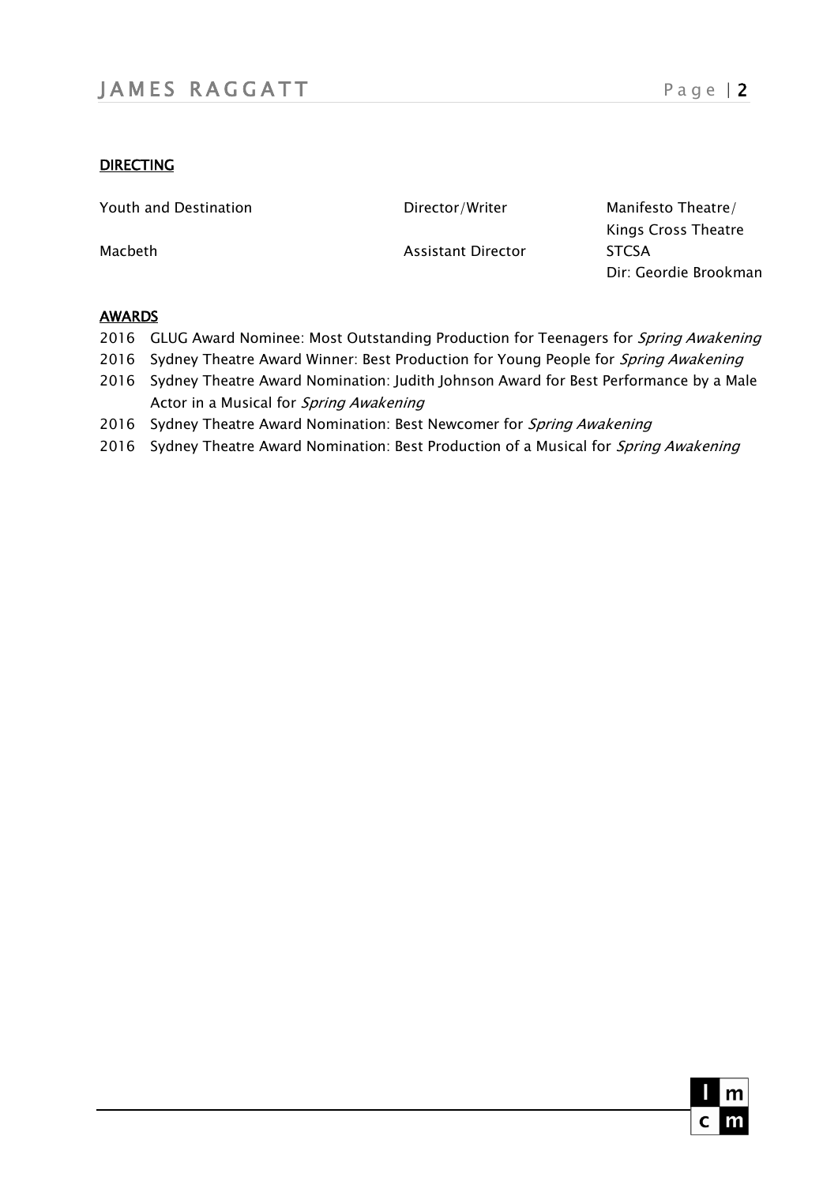**DIRECTING**

| | | |
|---|---|---|
| Youth and Destination | Director/Writer | Manifesto Theatre/ Kings Cross Theatre |
| Macbeth | Assistant Director | STCSA Dir: Geordie Brookman |

**AWARDS**

2016 GLUG Award Nominee: Most Outstanding Production for Teenagers for *Spring Awakening*
2016 Sydney Theatre Award Winner: Best Production for Young People for *Spring Awakening*
2016 Sydney Theatre Award Nomination: Judith Johnson Award for Best Performance by a Male Actor in a Musical for *Spring Awakening*
2016 Sydney Theatre Award Nomination: Best Newcomer for *Spring Awakening*
2016 Sydney Theatre Award Nomination: Best Production of a Musical for *Spring Awakening*